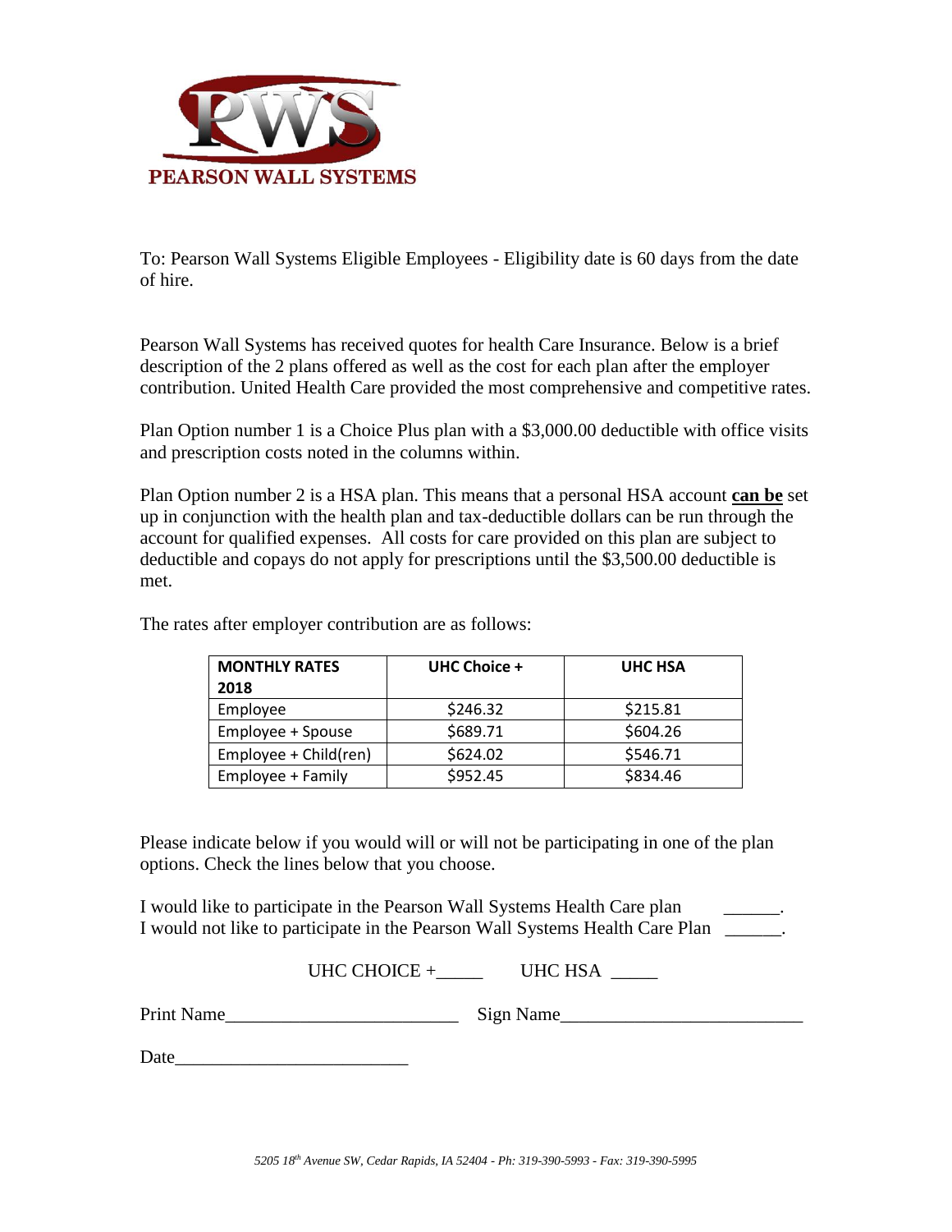**PEARSON WALL SYSTEMS**

To: Pearson Wall Systems Eligible Employees - Eligibility date is 60 days from the date of hire.

Pearson Wall Systems has received quotes for health Care Insurance. Below is a brief description of the 2 plans offered as well as the cost for each plan after the employer contribution. United Health Care provided the most comprehensive and competitive rates.

Plan Option number 1 is a Choice Plus plan with a $3,000.00 deductible with office visits and prescription costs noted in the columns within.

Plan Option number 2 is a HSA plan. This means that a personal HSA account **can be** set up in conjunction with the health plan and tax-deductible dollars can be run through the account for qualified expenses. All costs for care provided on this plan are subject to deductible and copays do not apply for prescriptions until the $3,500.00 deductible is met.

The rates after employer contribution are as follows:

| MONTHLY RATES 2018 | UHC Choice + | UHC HSA |
|---|---|---|
| Employee | $246.32 | $215.81 |
| Employee + Spouse | $689.71 | $604.26 |
| Employee + Child(ren) | $624.02 | $546.71 |
| Employee + Family | $952.45 | $834.46 |

Please indicate below if you would will or will not be participating in one of the plan options. Check the lines below that you choose.

I would like to participate in the Pearson Wall Systems Health Care plan ______.
I would not like to participate in the Pearson Wall Systems Health Care Plan ______.

UHC CHOICE +_____ UHC HSA _____

Print Name_________________________ Sign Name_________________________

Date_________________________

*5205 18th Avenue SW, Cedar Rapids, IA 52404 - Ph: 319-390-5993 - Fax: 319-390-5995*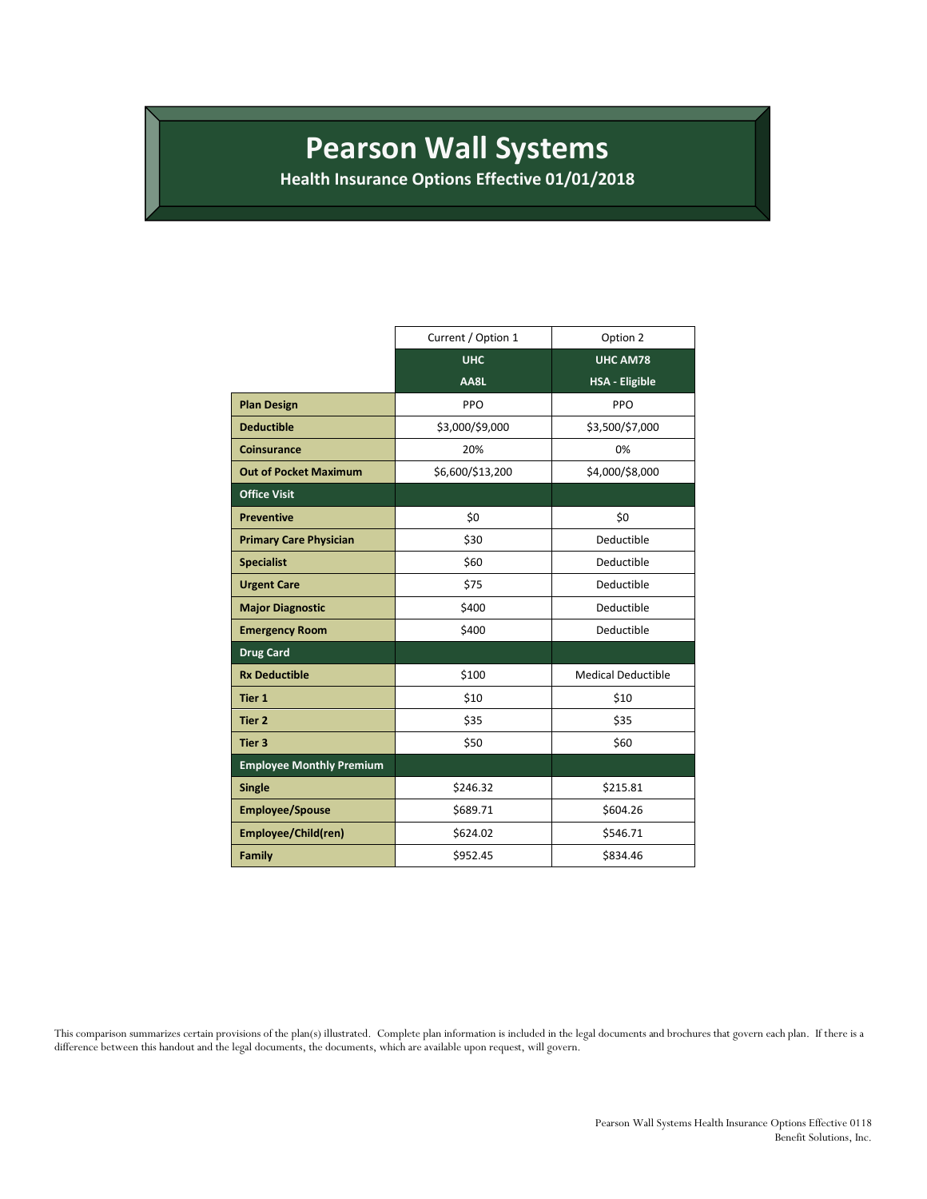# Pearson Wall Systems

## Health Insurance Options Effective 01/01/2018

| | Current / Option 1 | Option 2 |
|---|---|---|
| | **UHC AA8L** | **UHC AM78 HSA - Eligible** |
| **Plan Design** | PPO | PPO |
| **Deductible** | $3,000/$9,000 | $3,500/$7,000 |
| **Coinsurance** | 20% | 0% |
| **Out of Pocket Maximum** | $6,600/$13,200 | $4,000/$8,000 |
| **Office Visit** | | |
| **Preventive** | $0 | $0 |
| **Primary Care Physician** | $30 | Deductible |
| **Specialist** | $60 | Deductible |
| **Urgent Care** | $75 | Deductible |
| **Major Diagnostic** | $400 | Deductible |
| **Emergency Room** | $400 | Deductible |
| **Drug Card** | | |
| **Rx Deductible** | $100 | Medical Deductible |
| **Tier 1** | $10 | $10 |
| **Tier 2** | $35 | $35 |
| **Tier 3** | $50 | $60 |
| **Employee Monthly Premium** | | |
| **Single** | $246.32 | $215.81 |
| **Employee/Spouse** | $689.71 | $604.26 |
| **Employee/Child(ren)** | $624.02 | $546.71 |
| **Family** | $952.45 | $834.46 |

This comparison summarizes certain provisions of the plan(s) illustrated. Complete plan information is included in the legal documents and brochures that govern each plan. If there is a difference between this handout and the legal documents, the documents, which are available upon request, will govern.